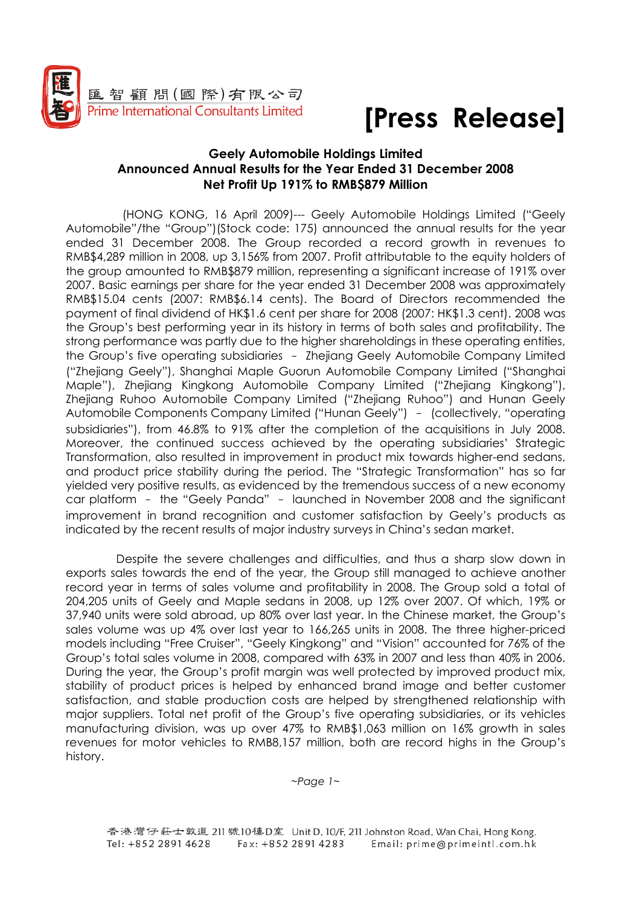匯智顧問(國際)有限公司
Prime International Consultants Limited

# [Press Release]

**Geely Automobile Holdings Limited**
**Announced Annual Results for the Year Ended 31 December 2008**
**Net Profit Up 191% to RMB$879 Million**

(HONG KONG, 16 April 2009)--- Geely Automobile Holdings Limited ("Geely Automobile"/the "Group")(Stock code: 175) announced the annual results for the year ended 31 December 2008. The Group recorded a record growth in revenues to RMB$4,289 million in 2008, up 3,156% from 2007. Profit attributable to the equity holders of the group amounted to RMB$879 million, representing a significant increase of 191% over 2007. Basic earnings per share for the year ended 31 December 2008 was approximately RMB$15.04 cents (2007: RMB$6.14 cents). The Board of Directors recommended the payment of final dividend of HK$1.6 cent per share for 2008 (2007: HK$1.3 cent). 2008 was the Group's best performing year in its history in terms of both sales and profitability. The strong performance was partly due to the higher shareholdings in these operating entities, the Group's five operating subsidiaries – Zhejiang Geely Automobile Company Limited ("Zhejiang Geely"), Shanghai Maple Guorun Automobile Company Limited ("Shanghai Maple"), Zhejiang Kingkong Automobile Company Limited ("Zhejiang Kingkong"), Zhejiang Ruhoo Automobile Company Limited ("Zhejiang Ruhoo") and Hunan Geely Automobile Components Company Limited ("Hunan Geely") – (collectively, "operating subsidiaries"), from 46.8% to 91% after the completion of the acquisitions in July 2008. Moreover, the continued success achieved by the operating subsidiaries' Strategic Transformation, also resulted in improvement in product mix towards higher-end sedans, and product price stability during the period. The "Strategic Transformation" has so far yielded very positive results, as evidenced by the tremendous success of a new economy car platform – the "Geely Panda" – launched in November 2008 and the significant improvement in brand recognition and customer satisfaction by Geely's products as indicated by the recent results of major industry surveys in China's sedan market.

Despite the severe challenges and difficulties, and thus a sharp slow down in exports sales towards the end of the year, the Group still managed to achieve another record year in terms of sales volume and profitability in 2008. The Group sold a total of 204,205 units of Geely and Maple sedans in 2008, up 12% over 2007. Of which, 19% or 37,940 units were sold abroad, up 80% over last year. In the Chinese market, the Group's sales volume was up 4% over last year to 166,265 units in 2008. The three higher-priced models including "Free Cruiser", "Geely Kingkong" and "Vision" accounted for 76% of the Group's total sales volume in 2008, compared with 63% in 2007 and less than 40% in 2006. During the year, the Group's profit margin was well protected by improved product mix, stability of product prices is helped by enhanced brand image and better customer satisfaction, and stable production costs are helped by strengthened relationship with major suppliers. Total net profit of the Group's five operating subsidiaries, or its vehicles manufacturing division, was up over 47% to RMB$1,063 million on 16% growth in sales revenues for motor vehicles to RMB8,157 million, both are record highs in the Group's history.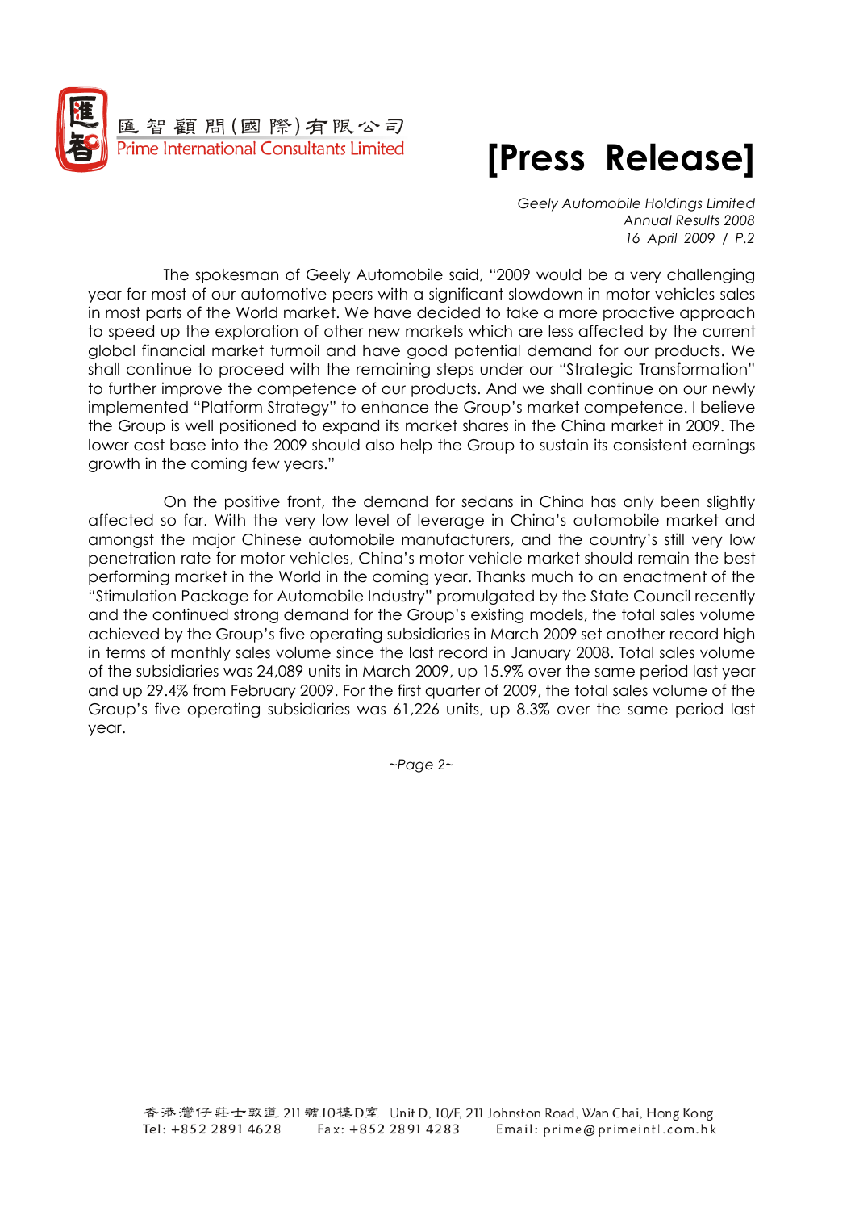The spokesman of Geely Automobile said, "2009 would be a very challenging year for most of our automotive peers with a significant slowdown in motor vehicles sales in most parts of the World market. We have decided to take a more proactive approach to speed up the exploration of other new markets which are less affected by the current global financial market turmoil and have good potential demand for our products. We shall continue to proceed with the remaining steps under our "Strategic Transformation" to further improve the competence of our products. And we shall continue on our newly implemented "Platform Strategy" to enhance the Group's market competence. I believe the Group is well positioned to expand its market shares in the China market in 2009. The lower cost base into the 2009 should also help the Group to sustain its consistent earnings growth in the coming few years."

On the positive front, the demand for sedans in China has only been slightly affected so far. With the very low level of leverage in China's automobile market and amongst the major Chinese automobile manufacturers, and the country's still very low penetration rate for motor vehicles, China's motor vehicle market should remain the best performing market in the World in the coming year. Thanks much to an enactment of the "Stimulation Package for Automobile Industry" promulgated by the State Council recently and the continued strong demand for the Group's existing models, the total sales volume achieved by the Group's five operating subsidiaries in March 2009 set another record high in terms of monthly sales volume since the last record in January 2008. Total sales volume of the subsidiaries was 24,089 units in March 2009, up 15.9% over the same period last year and up 29.4% from February 2009. For the first quarter of 2009, the total sales volume of the Group's five operating subsidiaries was 61,226 units, up 8.3% over the same period last year.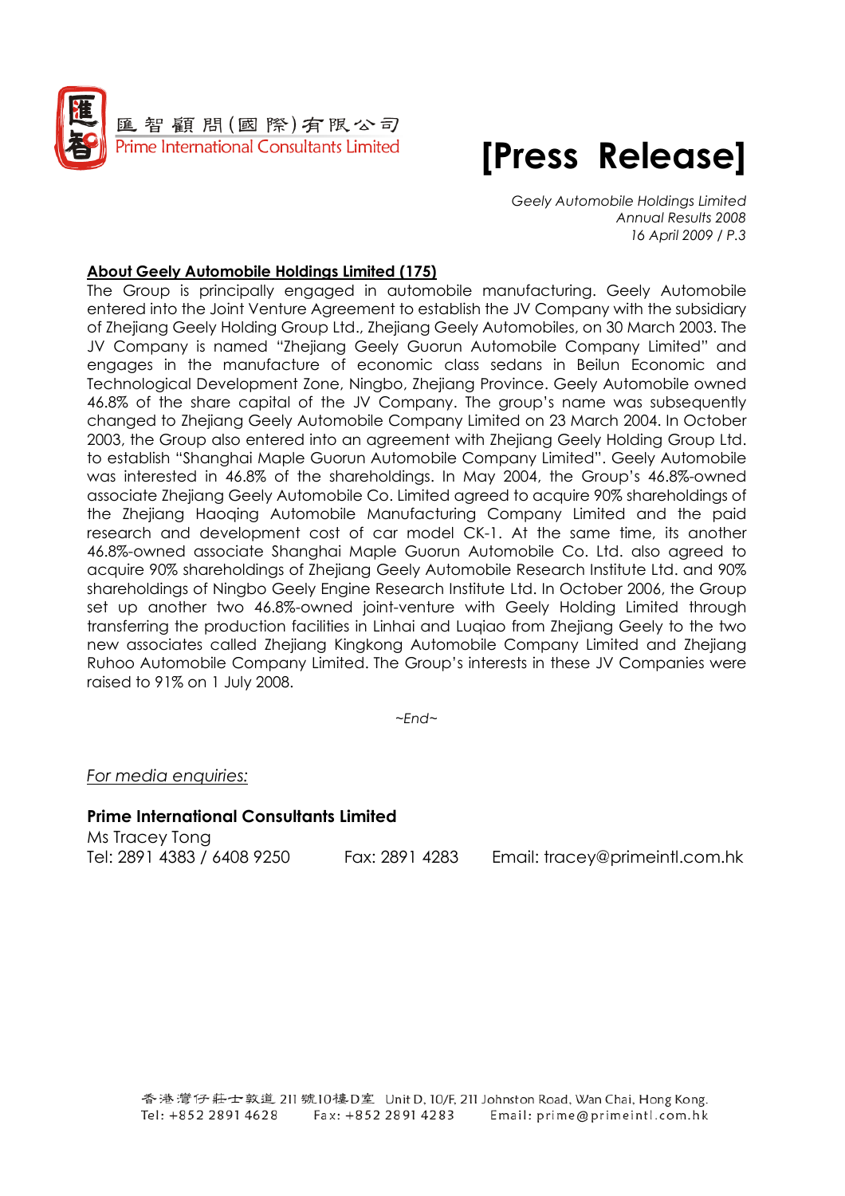# [Press Release]

*Geely Automobile Holdings Limited*
*Annual Results 2008*
*16 April 2009 / P.3*

**About Geely Automobile Holdings Limited (175)**

The Group is principally engaged in automobile manufacturing. Geely Automobile entered into the Joint Venture Agreement to establish the JV Company with the subsidiary of Zhejiang Geely Holding Group Ltd., Zhejiang Geely Automobiles, on 30 March 2003. The JV Company is named "Zhejiang Geely Guorun Automobile Company Limited" and engages in the manufacture of economic class sedans in Beilun Economic and Technological Development Zone, Ningbo, Zhejiang Province. Geely Automobile owned 46.8% of the share capital of the JV Company. The group's name was subsequently changed to Zhejiang Geely Automobile Company Limited on 23 March 2004. In October 2003, the Group also entered into an agreement with Zhejiang Geely Holding Group Ltd. to establish "Shanghai Maple Guorun Automobile Company Limited". Geely Automobile was interested in 46.8% of the shareholdings. In May 2004, the Group's 46.8%-owned associate Zhejiang Geely Automobile Co. Limited agreed to acquire 90% shareholdings of the Zhejiang Haoqing Automobile Manufacturing Company Limited and the paid research and development cost of car model CK-1. At the same time, its another 46.8%-owned associate Shanghai Maple Guorun Automobile Co. Ltd. also agreed to acquire 90% shareholdings of Zhejiang Geely Automobile Research Institute Ltd. and 90% shareholdings of Ningbo Geely Engine Research Institute Ltd. In October 2006, the Group set up another two 46.8%-owned joint-venture with Geely Holding Limited through transferring the production facilities in Linhai and Luqiao from Zhejiang Geely to the two new associates called Zhejiang Kingkong Automobile Company Limited and Zhejiang Ruhoo Automobile Company Limited. The Group's interests in these JV Companies were raised to 91% on 1 July 2008.

*~End~*

*For media enquiries:*

**Prime International Consultants Limited**

Ms Tracey Tong
Tel: 2891 4383 / 6408 9250 Fax: 2891 4283 Email: tracey@primeintl.com.hk